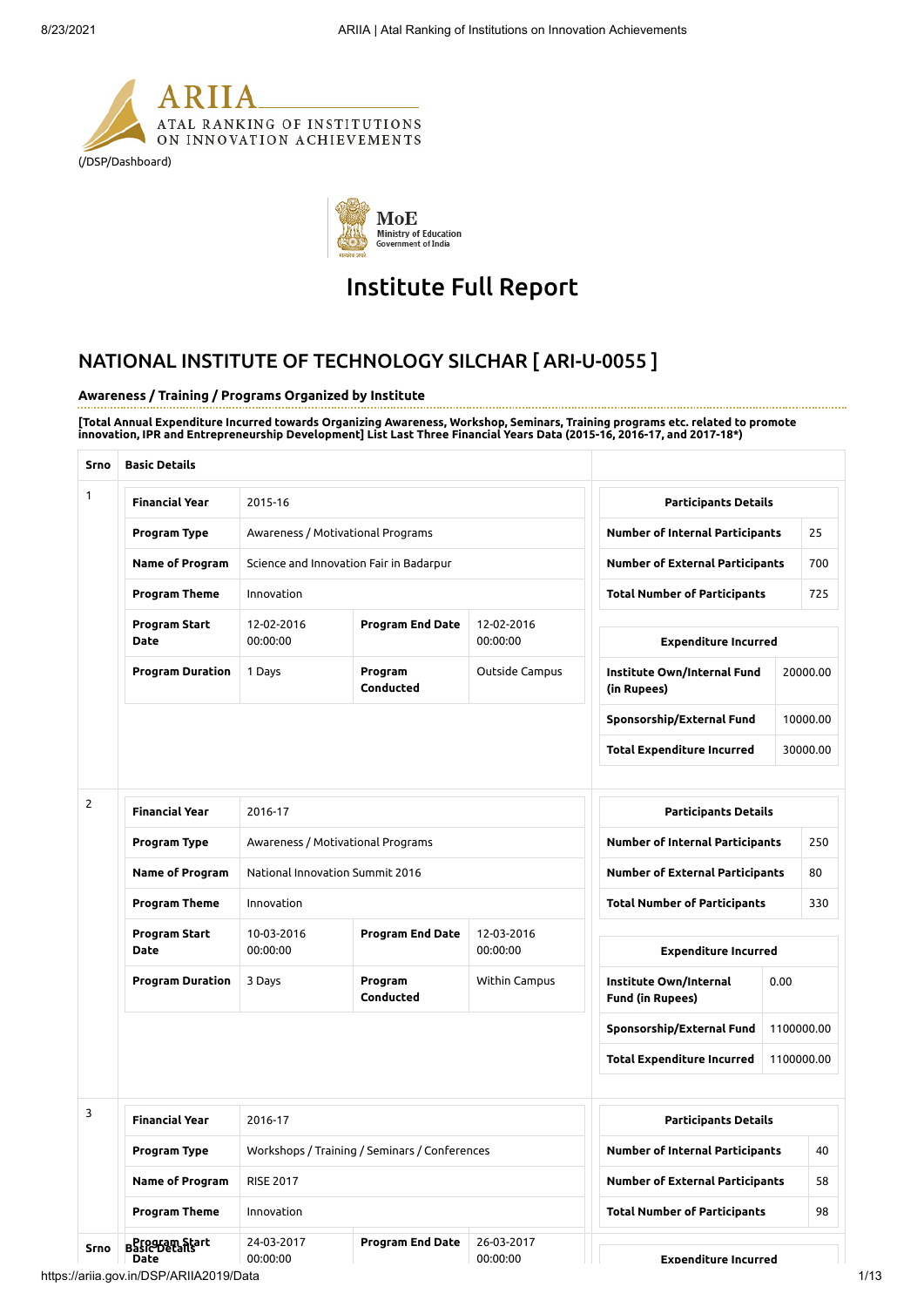ARIIA
ATAL RANKING OF INSTITUTIONS ON INNOVATION ACHIEVEMENTS
(/DSP/Dashboard)

MoE
Ministry of Education
Government of India

# Institute Full Report

## NATIONAL INSTITUTE OF TECHNOLOGY SILCHAR [ ARI-U-0055 ]

### Awareness / Training / Programs Organized by Institute

**[Total Annual Expenditure Incurred towards Organizing Awareness, Workshop, Seminars, Training programs etc. related to promote innovation, IPR and Entrepreneurship Development] List Last Three Financial Years Data (2015-16, 2016-17, and 2017-18*)**

| Srno | Basic Details | | | | Participants Details | |
|---|---|---|---|---|---|---|
| 1 | **Financial Year** | 2015-16 | | | **Number of Internal Participants** | 25 |
| | **Program Type** | Awareness / Motivational Programs | | | **Number of External Participants** | 700 |
| | **Name of Program** | Science and Innovation Fair in Badarpur | | | **Total Number of Participants** | 725 |
| | **Program Theme** | Innovation | | | **Expenditure Incurred** | |
| | **Program Start Date** | 12-02-2016 00:00:00 | **Program End Date** | 12-02-2016 00:00:00 | **Institute Own/Internal Fund (in Rupees)** | 20000.00 |
| | **Program Duration** | 1 Days | **Program Conducted** | Outside Campus | **Sponsorship/External Fund** | 10000.00 |
| | | | | | **Total Expenditure Incurred** | 30000.00 |
| 2 | **Financial Year** | 2016-17 | | | **Number of Internal Participants** | 250 |
| | **Program Type** | Awareness / Motivational Programs | | | **Number of External Participants** | 80 |
| | **Name of Program** | National Innovation Summit 2016 | | | **Total Number of Participants** | 330 |
| | **Program Theme** | Innovation | | | **Expenditure Incurred** | |
| | **Program Start Date** | 10-03-2016 00:00:00 | **Program End Date** | 12-03-2016 00:00:00 | **Institute Own/Internal Fund (in Rupees)** | 0.00 |
| | **Program Duration** | 3 Days | **Program Conducted** | Within Campus | **Sponsorship/External Fund** | 1100000.00 |
| | | | | | **Total Expenditure Incurred** | 1100000.00 |
| 3 | **Financial Year** | 2016-17 | | | **Number of Internal Participants** | 40 |
| | **Program Type** | Workshops / Training / Seminars / Conferences | | | **Number of External Participants** | 58 |
| | **Name of Program** | RISE 2017 | | | **Total Number of Participants** | 98 |
| | **Program Theme** | Innovation | | | **Expenditure Incurred** | |
| | **Program Start Date** | 24-03-2017 00:00:00 | **Program End Date** | 26-03-2017 00:00:00 | | |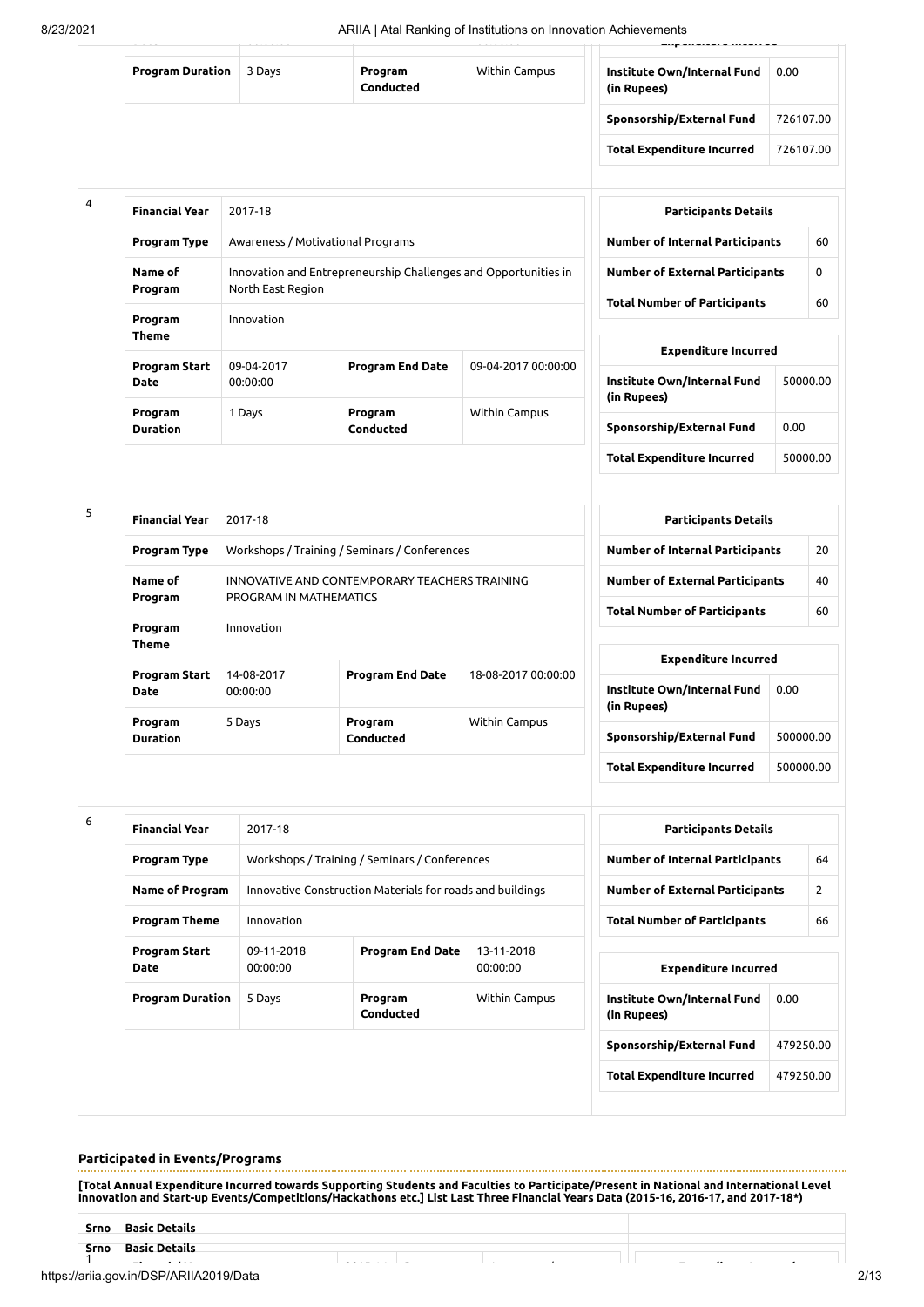| | | | | | | |
|---|---|---|---|---|---|---|
| Program Duration | 3 Days | Program Conducted | Within Campus | Institute Own/Internal Fund (in Rupees) | 0.00 |
| | | | | Sponsorship/External Fund | 726107.00 |
| | | | | Total Expenditure Incurred | 726107.00 |

| Srno | Basic Details | | | | Participants Details | |
|---|---|---|---|---|---|---|
| 4 | Financial Year | 2017-18 | | | Participants Details | |
| | Program Type | Awareness / Motivational Programs | | | Number of Internal Participants | 60 |
| | Name of Program | Innovation and Entrepreneurship Challenges and Opportunities in North East Region | | | Number of External Participants | 0 |
| | Program Theme | Innovation | | | Total Number of Participants | 60 |
| | Program Start Date | 09-04-2017 00:00:00 | Program End Date | 09-04-2017 00:00:00 | Expenditure Incurred | |
| | Program Duration | 1 Days | Program Conducted | Within Campus | Institute Own/Internal Fund (in Rupees) | 50000.00 |
| | | | | | Sponsorship/External Fund | 0.00 |
| | | | | | Total Expenditure Incurred | 50000.00 |
| 5 | Financial Year | 2017-18 | | | Participants Details | |
| | Program Type | Workshops / Training / Seminars / Conferences | | | Number of Internal Participants | 20 |
| | Name of Program | INNOVATIVE AND CONTEMPORARY TEACHERS TRAINING PROGRAM IN MATHEMATICS | | | Number of External Participants | 40 |
| | Program Theme | Innovation | | | Total Number of Participants | 60 |
| | Program Start Date | 14-08-2017 00:00:00 | Program End Date | 18-08-2017 00:00:00 | Expenditure Incurred | |
| | Program Duration | 5 Days | Program Conducted | Within Campus | Institute Own/Internal Fund (in Rupees) | 0.00 |
| | | | | | Sponsorship/External Fund | 500000.00 |
| | | | | | Total Expenditure Incurred | 500000.00 |
| 6 | Financial Year | 2017-18 | | | Participants Details | |
| | Program Type | Workshops / Training / Seminars / Conferences | | | Number of Internal Participants | 64 |
| | Name of Program | Innovative Construction Materials for roads and buildings | | | Number of External Participants | 2 |
| | Program Theme | Innovation | | | Total Number of Participants | 66 |
| | Program Start Date | 09-11-2018 00:00:00 | Program End Date | 13-11-2018 00:00:00 | Expenditure Incurred | |
| | Program Duration | 5 Days | Program Conducted | Within Campus | Institute Own/Internal Fund (in Rupees) | 0.00 |
| | | | | | Sponsorship/External Fund | 479250.00 |
| | | | | | Total Expenditure Incurred | 479250.00 |

### Participated in Events/Programs

**[Total Annual Expenditure Incurred towards Supporting Students and Faculties to Participate/Present in National and International Level Innovation and Start-up Events/Competitions/Hackathons etc.] List Last Three Financial Years Data (2015-16, 2016-17, and 2017-18*)**

| Srno | Basic Details | |
|---|---|---|
| Srno | Basic Details | |
| 1 | | |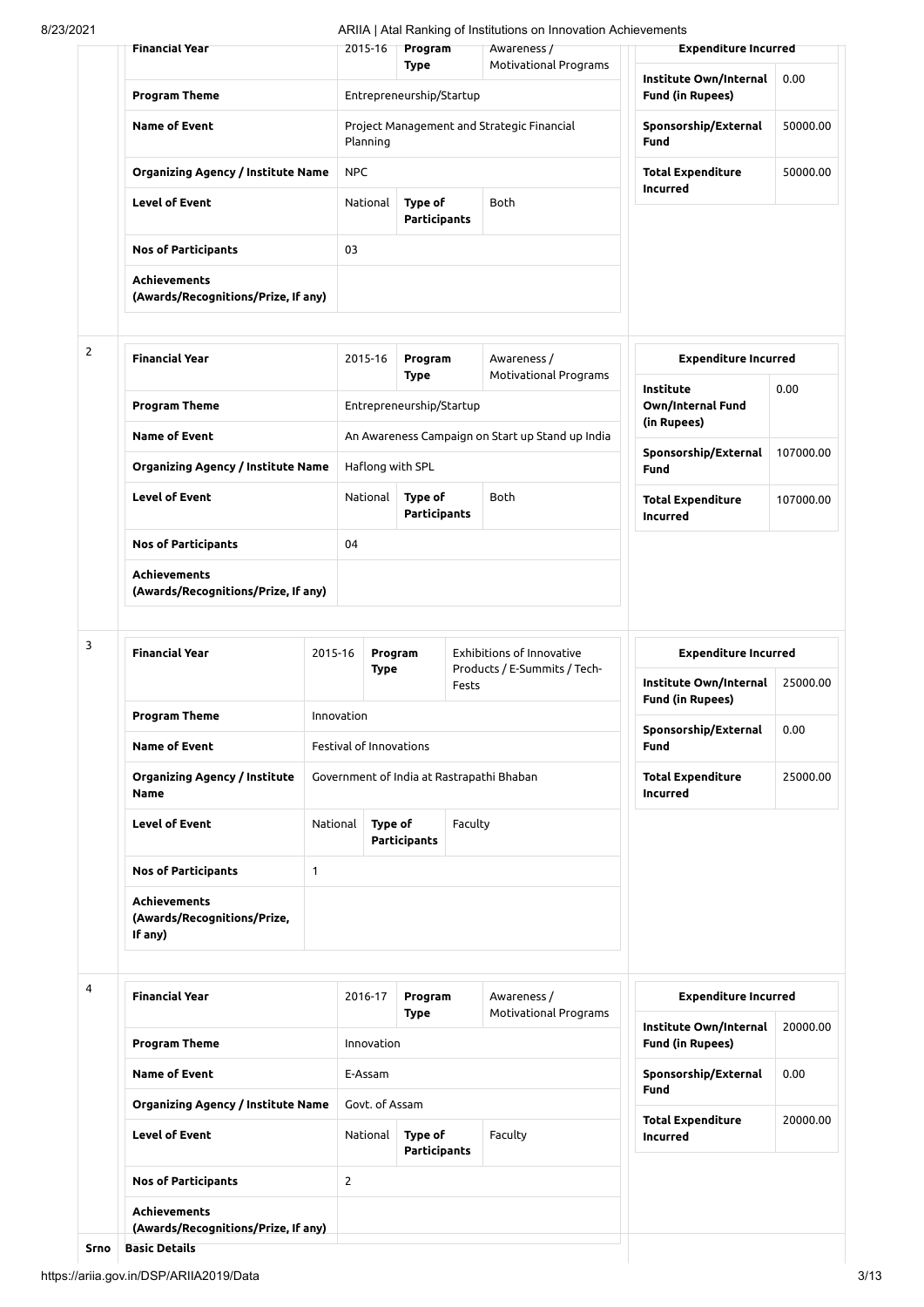| | | | | | |
|---|---|---|---|---|---|
| **Financial Year** | 2015-16 | **Program Type** | Awareness / Motivational Programs | **Expenditure Incurred** | |
| **Program Theme** | Entrepreneurship/Startup | | | **Institute Own/Internal Fund (in Rupees)** | 0.00 |
| **Name of Event** | Project Management and Strategic Financial Planning | | | **Sponsorship/External Fund** | 50000.00 |
| **Organizing Agency / Institute Name** | NPC | | | **Total Expenditure Incurred** | 50000.00 |
| **Level of Event** | National | **Type of Participants** | Both | | |
| **Nos of Participants** | 03 | | | | |
| **Achievements (Awards/Recognitions/Prize, If any)** | | | | | |

2

| | | | | | |
|---|---|---|---|---|---|
| **Financial Year** | 2015-16 | **Program Type** | Awareness / Motivational Programs | **Expenditure Incurred** | |
| **Program Theme** | Entrepreneurship/Startup | | | **Institute Own/Internal Fund (in Rupees)** | 0.00 |
| **Name of Event** | An Awareness Campaign on Start up Stand up India | | | **Sponsorship/External Fund** | 107000.00 |
| **Organizing Agency / Institute Name** | Haflong with SPL | | | **Total Expenditure Incurred** | 107000.00 |
| **Level of Event** | National | **Type of Participants** | Both | | |
| **Nos of Participants** | 04 | | | | |
| **Achievements (Awards/Recognitions/Prize, If any)** | | | | | |

3

| | | | | | |
|---|---|---|---|---|---|
| **Financial Year** | 2015-16 | **Program Type** | Exhibitions of Innovative Products / E-Summits / Tech-Fests | **Expenditure Incurred** | |
| **Program Theme** | Innovation | | | **Institute Own/Internal Fund (in Rupees)** | 25000.00 |
| **Name of Event** | Festival of Innovations | | | **Sponsorship/External Fund** | 0.00 |
| **Organizing Agency / Institute Name** | Government of India at Rastrapathi Bhaban | | | **Total Expenditure Incurred** | 25000.00 |
| **Level of Event** | National | **Type of Participants** | Faculty | | |
| **Nos of Participants** | 1 | | | | |
| **Achievements (Awards/Recognitions/Prize, If any)** | | | | | |

4

| | | | | | |
|---|---|---|---|---|---|
| **Financial Year** | 2016-17 | **Program Type** | Awareness / Motivational Programs | **Expenditure Incurred** | |
| **Program Theme** | Innovation | | | **Institute Own/Internal Fund (in Rupees)** | 20000.00 |
| **Name of Event** | E-Assam | | | **Sponsorship/External Fund** | 0.00 |
| **Organizing Agency / Institute Name** | Govt. of Assam | | | **Total Expenditure Incurred** | 20000.00 |
| **Level of Event** | National | **Type of Participants** | Faculty | | |
| **Nos of Participants** | 2 | | | | |
| **Achievements (Awards/Recognitions/Prize, If any)** | | | | | |

**Srno** **Basic Details**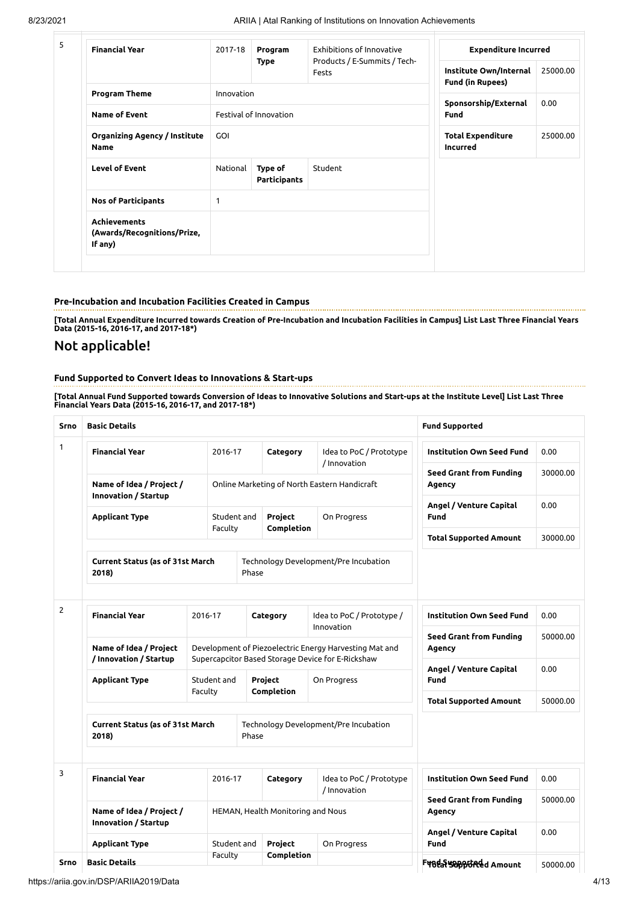| Srno | Basic Details | | | | Expenditure Incurred | |
|---|---|---|---|---|---|---|
| 5 | Financial Year | 2017-18 | Program Type | Exhibitions of Innovative Products / E-Summits / Tech-Fests | Institute Own/Internal Fund (in Rupees) | 25000.00 |
| | Program Theme | Innovation | | | Sponsorship/External Fund | 0.00 |
| | Name of Event | Festival of Innovation | | | Total Expenditure Incurred | 25000.00 |
| | Organizing Agency / Institute Name | GOI | | | | |
| | Level of Event | National | Type of Participants | Student | | |
| | Nos of Participants | 1 | | | | |
| | Achievements (Awards/Recognitions/Prize, If any) | | | | | |

### Pre-Incubation and Incubation Facilities Created in Campus

**[Total Annual Expenditure Incurred towards Creation of Pre-Incubation and Incubation Facilities in Campus] List Last Three Financial Years Data (2015-16, 2016-17, and 2017-18*)**

## Not applicable!

### Fund Supported to Convert Ideas to Innovations & Start-ups

**[Total Annual Fund Supported towards Conversion of Ideas to Innovative Solutions and Start-ups at the Institute Level] List Last Three Financial Years Data (2015-16, 2016-17, and 2017-18*)**

| Srno | Basic Details | | | | Fund Supported | |
|---|---|---|---|---|---|---|
| 1 | Financial Year | 2016-17 | Category | Idea to PoC / Prototype / Innovation | Institution Own Seed Fund | 0.00 |
| | Name of Idea / Project / Innovation / Startup | Online Marketing of North Eastern Handicraft | | | Seed Grant from Funding Agency | 30000.00 |
| | Applicant Type | Student and Faculty | Project Completion | On Progress | Angel / Venture Capital Fund | 0.00 |
| | Current Status (as of 31st March 2018) | Technology Development/Pre Incubation Phase | | | Total Supported Amount | 30000.00 |
| 2 | Financial Year | 2016-17 | Category | Idea to PoC / Prototype / Innovation | Institution Own Seed Fund | 0.00 |
| | Name of Idea / Project / Innovation / Startup | Development of Piezoelectric Energy Harvesting Mat and Supercapcitor Based Storage Device for E-Rickshaw | | | Seed Grant from Funding Agency | 50000.00 |
| | Applicant Type | Student and Faculty | Project Completion | On Progress | Angel / Venture Capital Fund | 0.00 |
| | Current Status (as of 31st March 2018) | Technology Development/Pre Incubation Phase | | | Total Supported Amount | 50000.00 |
| 3 | Financial Year | 2016-17 | Category | Idea to PoC / Prototype / Innovation | Institution Own Seed Fund | 0.00 |
| | Name of Idea / Project / Innovation / Startup | HEMAN, Health Monitoring and Nous | | | Seed Grant from Funding Agency | 50000.00 |
| | Applicant Type | Student and Faculty | Project Completion | On Progress | Angel / Venture Capital Fund | 0.00 |
| | | | | | Total Supported Amount | 50000.00 |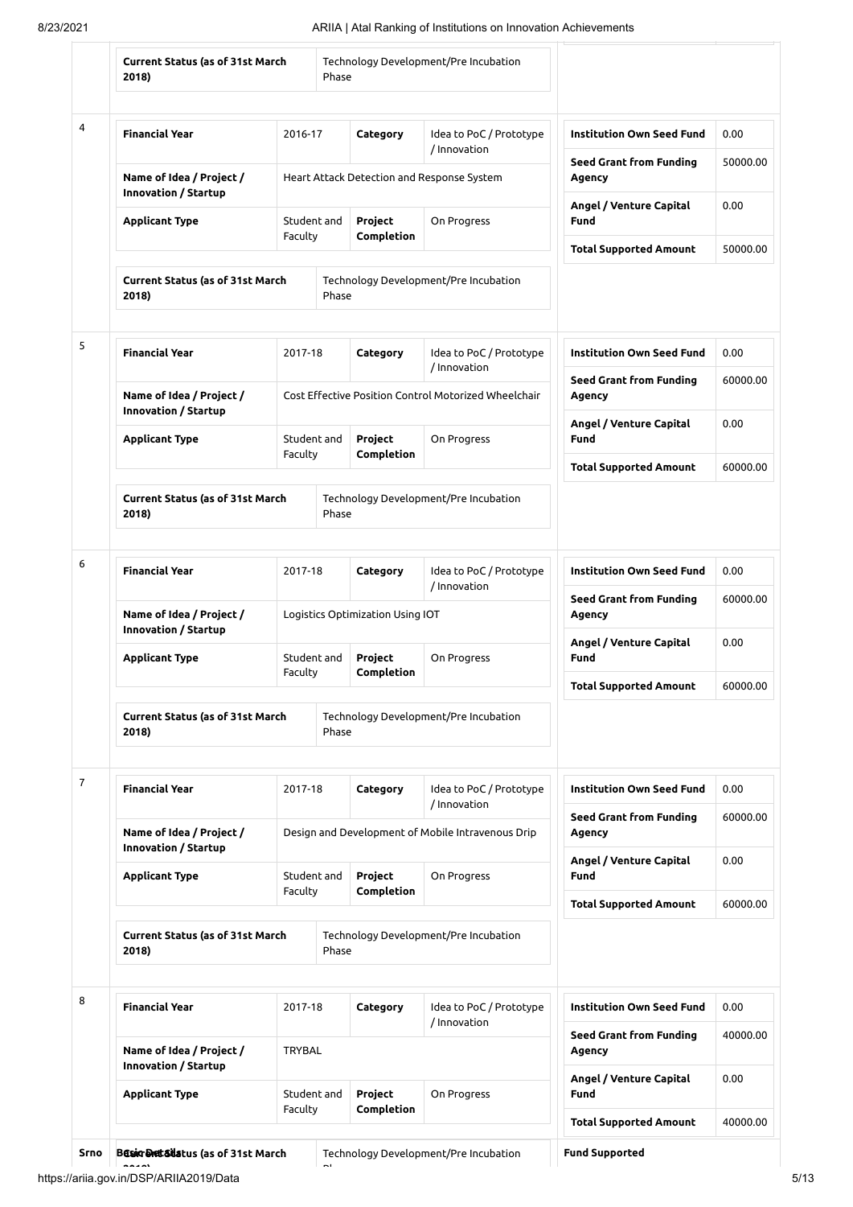| | | | | |
|---|---|---|---|---|
| | **Current Status (as of 31st March 2018)** | Technology Development/Pre Incubation Phase | | |
| 4 | **Financial Year**: 2016-17 | **Category**: Idea to PoC / Prototype / Innovation | **Institution Own Seed Fund** | 0.00 |
| | **Name of Idea / Project / Innovation / Startup** | Heart Attack Detection and Response System | **Seed Grant from Funding Agency** | 50000.00 |
| | **Applicant Type**: Student and Faculty | **Project Completion**: On Progress | **Angel / Venture Capital Fund** | 0.00 |
| | | | **Total Supported Amount** | 50000.00 |
| | **Current Status (as of 31st March 2018)** | Technology Development/Pre Incubation Phase | | |
| 5 | **Financial Year**: 2017-18 | **Category**: Idea to PoC / Prototype / Innovation | **Institution Own Seed Fund** | 0.00 |
| | **Name of Idea / Project / Innovation / Startup** | Cost Effective Position Control Motorized Wheelchair | **Seed Grant from Funding Agency** | 60000.00 |
| | **Applicant Type**: Student and Faculty | **Project Completion**: On Progress | **Angel / Venture Capital Fund** | 0.00 |
| | | | **Total Supported Amount** | 60000.00 |
| | **Current Status (as of 31st March 2018)** | Technology Development/Pre Incubation Phase | | |
| 6 | **Financial Year**: 2017-18 | **Category**: Idea to PoC / Prototype / Innovation | **Institution Own Seed Fund** | 0.00 |
| | **Name of Idea / Project / Innovation / Startup** | Logistics Optimization Using IOT | **Seed Grant from Funding Agency** | 60000.00 |
| | **Applicant Type**: Student and Faculty | **Project Completion**: On Progress | **Angel / Venture Capital Fund** | 0.00 |
| | | | **Total Supported Amount** | 60000.00 |
| | **Current Status (as of 31st March 2018)** | Technology Development/Pre Incubation Phase | | |
| 7 | **Financial Year**: 2017-18 | **Category**: Idea to PoC / Prototype / Innovation | **Institution Own Seed Fund** | 0.00 |
| | **Name of Idea / Project / Innovation / Startup** | Design and Development of Mobile Intravenous Drip | **Seed Grant from Funding Agency** | 60000.00 |
| | **Applicant Type**: Student and Faculty | **Project Completion**: On Progress | **Angel / Venture Capital Fund** | 0.00 |
| | | | **Total Supported Amount** | 60000.00 |
| | **Current Status (as of 31st March 2018)** | Technology Development/Pre Incubation Phase | | |
| 8 | **Financial Year**: 2017-18 | **Category**: Idea to PoC / Prototype / Innovation | **Institution Own Seed Fund** | 0.00 |
| | **Name of Idea / Project / Innovation / Startup** | TRYBAL | **Seed Grant from Funding Agency** | 40000.00 |
| | **Applicant Type**: Student and Faculty | **Project Completion**: On Progress | **Angel / Venture Capital Fund** | 0.00 |
| | | | **Total Supported Amount** | 40000.00 |
| | **Current Status (as of 31st March 2018)** | Technology Development/Pre Incubation Phase | | |
| **Srno** | **Basic Details** | | **Fund Supported** | |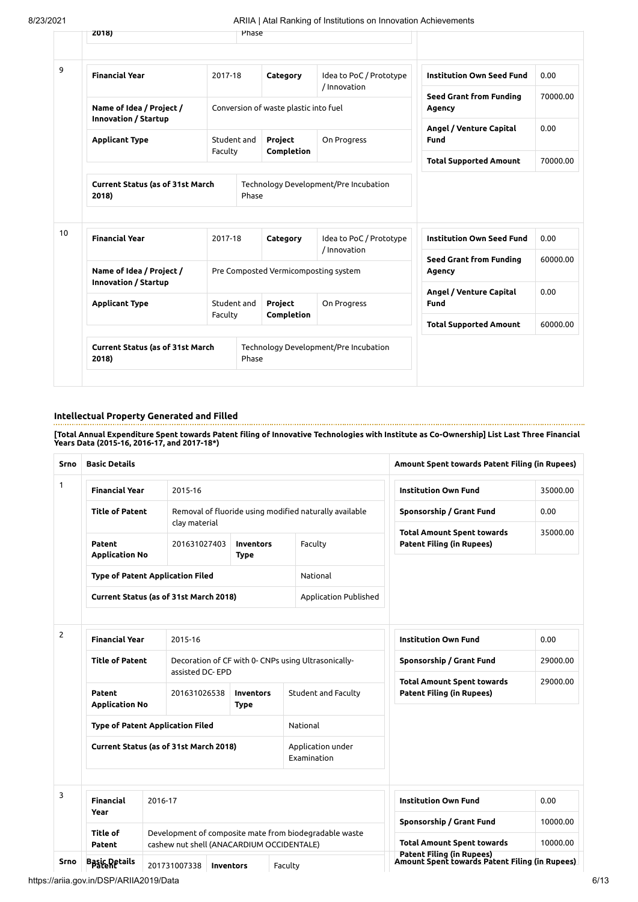| | | |
|---|---|---|
| | 2018) | Phase |

| | | | | | | |
|---|---|---|---|---|---|---|
| 9 | **Financial Year** | 2017-18 | **Category** | Idea to PoC / Prototype / Innovation | **Institution Own Seed Fund** | 0.00 |
| | **Name of Idea / Project / Innovation / Startup** | Conversion of waste plastic into fuel | | | **Seed Grant from Funding Agency** | 70000.00 |
| | **Applicant Type** | Student and Faculty | **Project Completion** | On Progress | **Angel / Venture Capital Fund** | 0.00 |
| | **Current Status (as of 31st March 2018)** | Technology Development/Pre Incubation Phase | | | **Total Supported Amount** | 70000.00 |
| 10 | **Financial Year** | 2017-18 | **Category** | Idea to PoC / Prototype / Innovation | **Institution Own Seed Fund** | 0.00 |
| | **Name of Idea / Project / Innovation / Startup** | Pre Composted Vermicomposting system | | | **Seed Grant from Funding Agency** | 60000.00 |
| | **Applicant Type** | Student and Faculty | **Project Completion** | On Progress | **Angel / Venture Capital Fund** | 0.00 |
| | **Current Status (as of 31st March 2018)** | Technology Development/Pre Incubation Phase | | | **Total Supported Amount** | 60000.00 |

### Intellectual Property Generated and Filled

**[Total Annual Expenditure Spent towards Patent filing of Innovative Technologies with Institute as Co-Ownership] List Last Three Financial Years Data (2015-16, 2016-17, and 2017-18*)**

| Srno | Basic Details | | | | Amount Spent towards Patent Filing (in Rupees) | |
|---|---|---|---|---|---|---|
| 1 | **Financial Year** | 2015-16 | | | **Institution Own Fund** | 35000.00 |
| | **Title of Patent** | Removal of fluoride using modified naturally available clay material | | | **Sponsorship / Grant Fund** | 0.00 |
| | **Patent Application No** | 201631027403 | **Inventors Type** | Faculty | **Total Amount Spent towards Patent Filing (in Rupees)** | 35000.00 |
| | **Type of Patent Application Filed** | | | National | | |
| | **Current Status (as of 31st March 2018)** | | | Application Published | | |
| 2 | **Financial Year** | 2015-16 | | | **Institution Own Fund** | 0.00 |
| | **Title of Patent** | Decoration of CF with 0- CNPs using Ultrasonically-assisted DC- EPD | | | **Sponsorship / Grant Fund** | 29000.00 |
| | **Patent Application No** | 201631026538 | **Inventors Type** | Student and Faculty | **Total Amount Spent towards Patent Filing (in Rupees)** | 29000.00 |
| | **Type of Patent Application Filed** | | | National | | |
| | **Current Status (as of 31st March 2018)** | | | Application under Examination | | |
| 3 | **Financial Year** | 2016-17 | | | **Institution Own Fund** | 0.00 |
| | **Title of Patent** | Development of composite mate from biodegradable waste cashew nut shell (ANACARDIUM OCCIDENTALE) | | | **Sponsorship / Grant Fund** | 10000.00 |
| | **Patent** | 201731007338 | **Inventors** | Faculty | **Total Amount Spent towards Patent Filing (in Rupees)** | 10000.00 |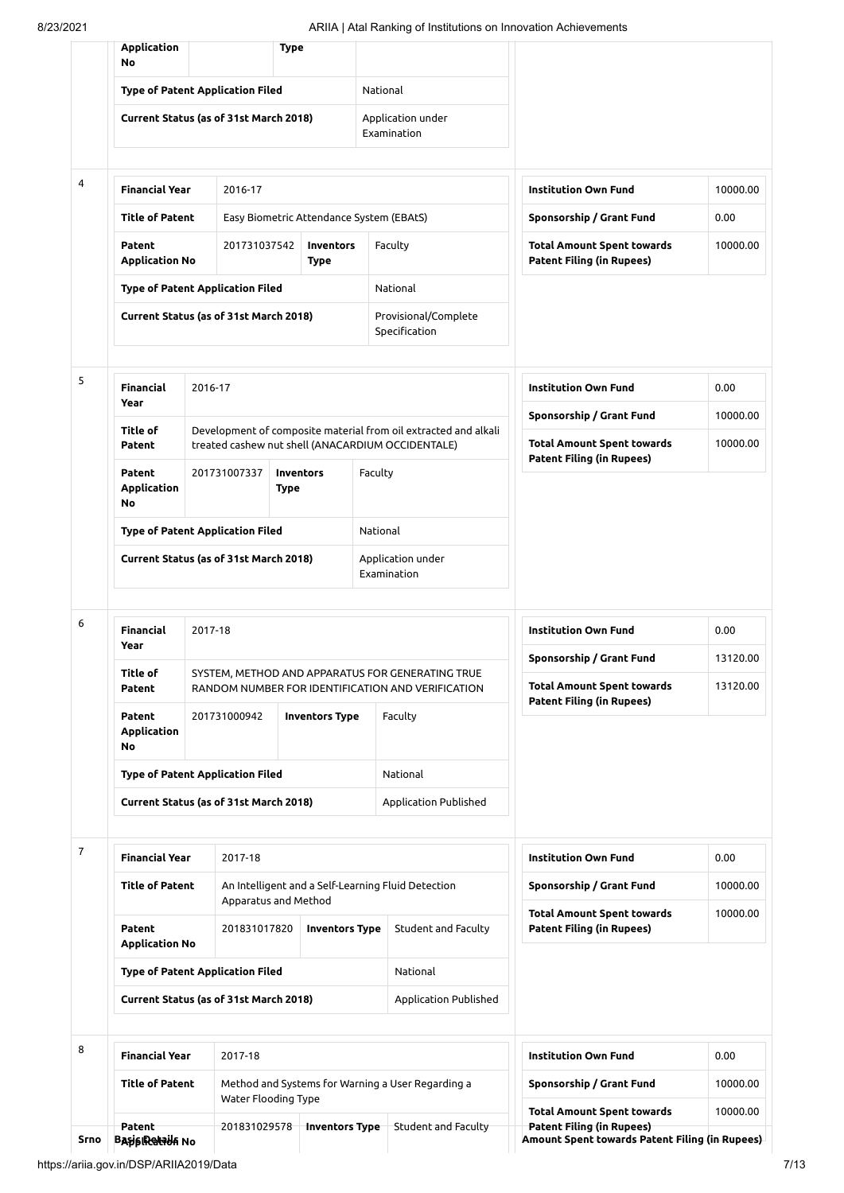| | | | | | |
|---|---|---|---|---|---|
| **Application No** | | **Type** | | | |
| **Type of Patent Application Filed** | | | National | | |
| **Current Status (as of 31st March 2018)** | | | Application under Examination | | |

4

| | | | |
|---|---|---|---|
| **Financial Year** | 2016-17 | | |
| **Title of Patent** | Easy Biometric Attendance System (EBAtS) | | |
| **Patent Application No** | 201731037542 | **Inventors Type** | Faculty |
| **Type of Patent Application Filed** | | | National |
| **Current Status (as of 31st March 2018)** | | | Provisional/Complete Specification |

| | |
|---|---|
| **Institution Own Fund** | 10000.00 |
| **Sponsorship / Grant Fund** | 0.00 |
| **Total Amount Spent towards Patent Filing (in Rupees)** | 10000.00 |

5

| | | | |
|---|---|---|---|
| **Financial Year** | 2016-17 | | |
| **Title of Patent** | Development of composite material from oil extracted and alkali treated cashew nut shell (ANACARDIUM OCCIDENTALE) | | |
| **Patent Application No** | 201731007337 | **Inventors Type** | Faculty |
| **Type of Patent Application Filed** | | | National |
| **Current Status (as of 31st March 2018)** | | | Application under Examination |

| | |
|---|---|
| **Institution Own Fund** | 0.00 |
| **Sponsorship / Grant Fund** | 10000.00 |
| **Total Amount Spent towards Patent Filing (in Rupees)** | 10000.00 |

6

| | | | |
|---|---|---|---|
| **Financial Year** | 2017-18 | | |
| **Title of Patent** | SYSTEM, METHOD AND APPARATUS FOR GENERATING TRUE RANDOM NUMBER FOR IDENTIFICATION AND VERIFICATION | | |
| **Patent Application No** | 201731000942 | **Inventors Type** | Faculty |
| **Type of Patent Application Filed** | | | National |
| **Current Status (as of 31st March 2018)** | | | Application Published |

| | |
|---|---|
| **Institution Own Fund** | 0.00 |
| **Sponsorship / Grant Fund** | 13120.00 |
| **Total Amount Spent towards Patent Filing (in Rupees)** | 13120.00 |

7

| | | | |
|---|---|---|---|
| **Financial Year** | 2017-18 | | |
| **Title of Patent** | An Intelligent and a Self-Learning Fluid Detection Apparatus and Method | | |
| **Patent Application No** | 201831017820 | **Inventors Type** | Student and Faculty |
| **Type of Patent Application Filed** | | | National |
| **Current Status (as of 31st March 2018)** | | | Application Published |

| | |
|---|---|
| **Institution Own Fund** | 0.00 |
| **Sponsorship / Grant Fund** | 10000.00 |
| **Total Amount Spent towards Patent Filing (in Rupees)** | 10000.00 |

8

| | | | |
|---|---|---|---|
| **Financial Year** | 2017-18 | | |
| **Title of Patent** | Method and Systems for Warning a User Regarding a Water Flooding Type | | |
| **Patent Application No** | 201831029578 | **Inventors Type** | Student and Faculty |

| | |
|---|---|
| **Institution Own Fund** | 0.00 |
| **Sponsorship / Grant Fund** | 10000.00 |
| **Total Amount Spent towards Patent Filing (in Rupees)** | 10000.00 |

**Srno** | **Basic Details** | **Amount Spent towards Patent Filing (in Rupees)**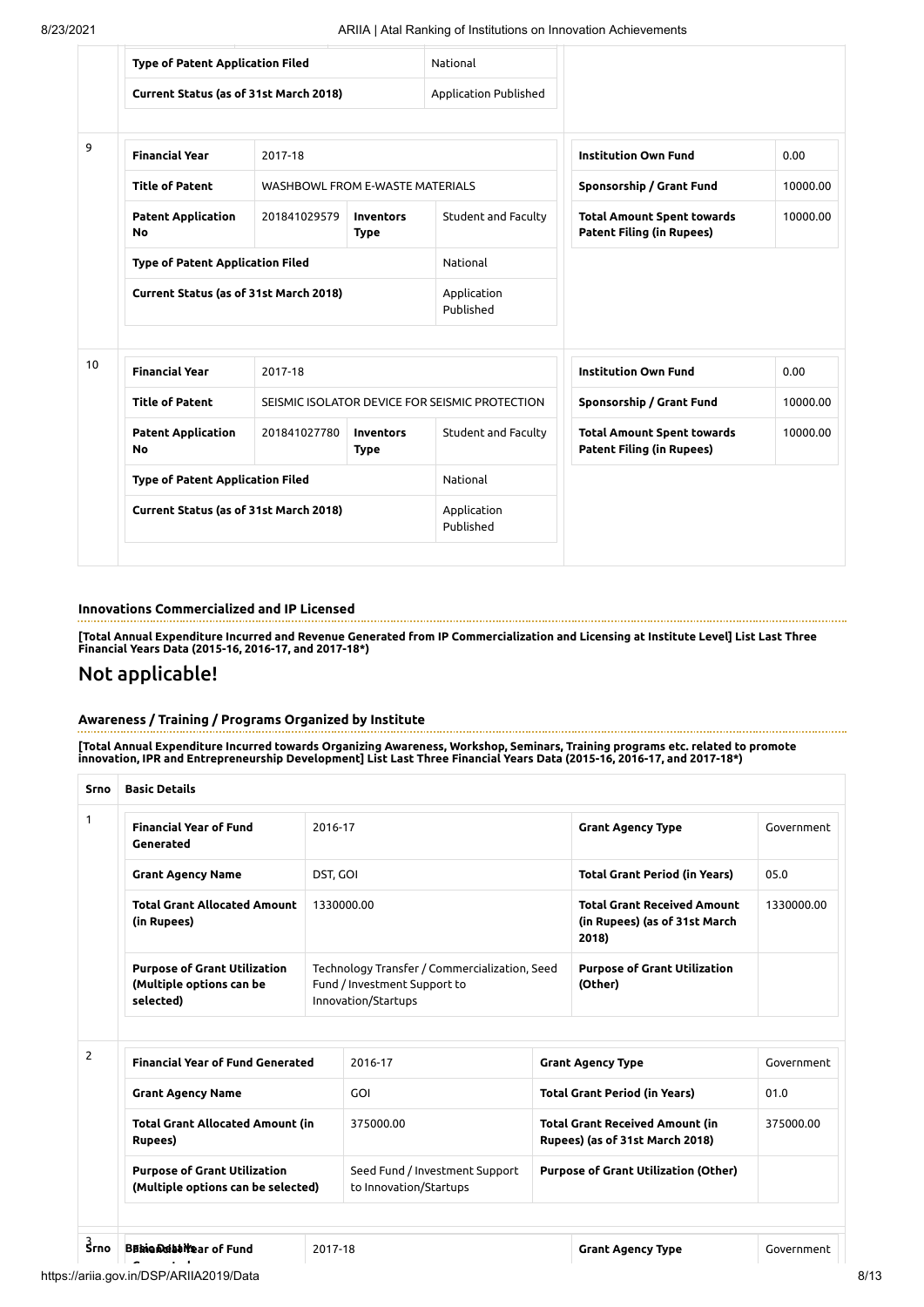| | | | | | | |
|---|---|---|---|---|---|---|
| | **Type of Patent Application Filed** | | National | | | |
| | **Current Status (as of 31st March 2018)** | | Application Published | | | |
| 9 | **Financial Year** | 2017-18 | | | **Institution Own Fund** | 0.00 |
| | **Title of Patent** | WASHBOWL FROM E-WASTE MATERIALS | | | **Sponsorship / Grant Fund** | 10000.00 |
| | **Patent Application No** | 201841029579 | **Inventors Type** | Student and Faculty | **Total Amount Spent towards Patent Filing (in Rupees)** | 10000.00 |
| | **Type of Patent Application Filed** | | | National | | |
| | **Current Status (as of 31st March 2018)** | | | Application Published | | |
| 10 | **Financial Year** | 2017-18 | | | **Institution Own Fund** | 0.00 |
| | **Title of Patent** | SEISMIC ISOLATOR DEVICE FOR SEISMIC PROTECTION | | | **Sponsorship / Grant Fund** | 10000.00 |
| | **Patent Application No** | 201841027780 | **Inventors Type** | Student and Faculty | **Total Amount Spent towards Patent Filing (in Rupees)** | 10000.00 |
| | **Type of Patent Application Filed** | | | National | | |
| | **Current Status (as of 31st March 2018)** | | | Application Published | | |

#### Innovations Commercialized and IP Licensed

**[Total Annual Expenditure Incurred and Revenue Generated from IP Commercialization and Licensing at Institute Level] List Last Three Financial Years Data (2015-16, 2016-17, and 2017-18*)**

## Not applicable!

#### Awareness / Training / Programs Organized by Institute

**[Total Annual Expenditure Incurred towards Organizing Awareness, Workshop, Seminars, Training programs etc. related to promote innovation, IPR and Entrepreneurship Development] List Last Three Financial Years Data (2015-16, 2016-17, and 2017-18*)**

| Srno | Basic Details | | | |
|---|---|---|---|---|
| 1 | **Financial Year of Fund Generated** | 2016-17 | **Grant Agency Type** | Government |
| | **Grant Agency Name** | DST, GOI | **Total Grant Period (in Years)** | 05.0 |
| | **Total Grant Allocated Amount (in Rupees)** | 1330000.00 | **Total Grant Received Amount (in Rupees) (as of 31st March 2018)** | 1330000.00 |
| | **Purpose of Grant Utilization (Multiple options can be selected)** | Technology Transfer / Commercialization, Seed Fund / Investment Support to Innovation/Startups | **Purpose of Grant Utilization (Other)** | |
| 2 | **Financial Year of Fund Generated** | 2016-17 | **Grant Agency Type** | Government |
| | **Grant Agency Name** | GOI | **Total Grant Period (in Years)** | 01.0 |
| | **Total Grant Allocated Amount (in Rupees)** | 375000.00 | **Total Grant Received Amount (in Rupees) (as of 31st March 2018)** | 375000.00 |
| | **Purpose of Grant Utilization (Multiple options can be selected)** | Seed Fund / Investment Support to Innovation/Startups | **Purpose of Grant Utilization (Other)** | |
| 3 | **Financial Year of Fund Generated** | 2017-18 | **Grant Agency Type** | Government |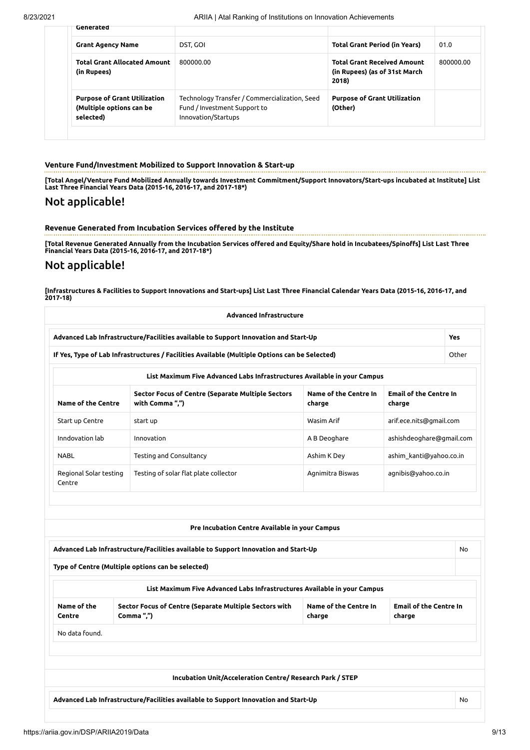| Generated | | | |
|---|---|---|---|
| **Grant Agency Name** | DST, GOI | **Total Grant Period (in Years)** | 01.0 |
| **Total Grant Allocated Amount (in Rupees)** | 800000.00 | **Total Grant Received Amount (in Rupees) (as of 31st March 2018)** | 800000.00 |
| **Purpose of Grant Utilization (Multiple options can be selected)** | Technology Transfer / Commercialization, Seed Fund / Investment Support to Innovation/Startups | **Purpose of Grant Utilization (Other)** | |

### Venture Fund/Investment Mobilized to Support Innovation & Start-up

**[Total Angel/Venture Fund Mobilized Annually towards Investment Commitment/Support Innovators/Start-ups incubated at Institute] List Last Three Financial Years Data (2015-16, 2016-17, and 2017-18*)**

## Not applicable!

### Revenue Generated from Incubation Services offered by the Institute

**[Total Revenue Generated Annually from the Incubation Services offered and Equity/Share hold in Incubatees/Spinoffs] List Last Three Financial Years Data (2015-16, 2016-17, and 2017-18*)**

## Not applicable!

**[Infrastructures & Facilities to Support Innovations and Start-ups] List Last Three Financial Calendar Years Data (2015-16, 2016-17, and 2017-18)**

**Advanced Infrastructure**

| | |
|---|---|
| **Advanced Lab Infrastructure/Facilities available to Support Innovation and Start-Up** | **Yes** |
| **If Yes, Type of Lab Infrastructures / Facilities Available (Multiple Options can be Selected)** | Other |

**List Maximum Five Advanced Labs Infrastructures Available in your Campus**

| Name of the Centre | Sector Focus of Centre (Separate Multiple Sectors with Comma ",") | Name of the Centre In charge | Email of the Centre In charge |
|---|---|---|---|
| Start up Centre | start up | Wasim Arif | arif.ece.nits@gmail.com |
| Inndovation lab | Innovation | A B Deoghare | ashishdeoghare@gmail.com |
| NABL | Testing and Consultancy | Ashim K Dey | ashim_kanti@yahoo.co.in |
| Regional Solar testing Centre | Testing of solar flat plate collector | Agnimitra Biswas | agnibis@yahoo.co.in |

**Pre Incubation Centre Available in your Campus**

| | |
|---|---|
| **Advanced Lab Infrastructure/Facilities available to Support Innovation and Start-Up** | No |
| **Type of Centre (Multiple options can be selected)** | |

**List Maximum Five Advanced Labs Infrastructures Available in your Campus**

| Name of the Centre | Sector Focus of Centre (Separate Multiple Sectors with Comma ",") | Name of the Centre In charge | Email of the Centre In charge |
|---|---|---|---|
| No data found. | | | |

**Incubation Unit/Acceleration Centre/ Research Park / STEP**

| | |
|---|---|
| **Advanced Lab Infrastructure/Facilities available to Support Innovation and Start-Up** | No |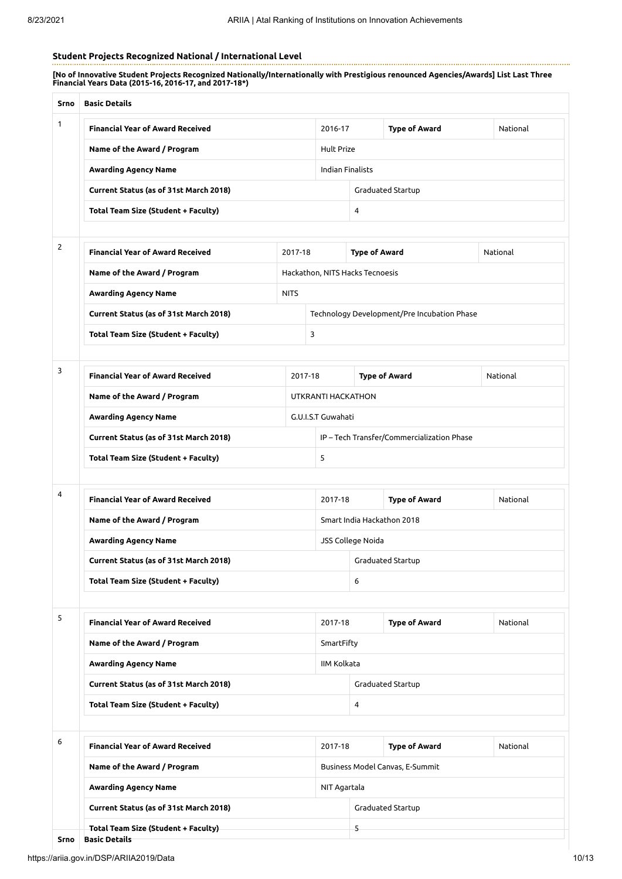## Student Projects Recognized National / International Level

**[No of Innovative Student Projects Recognized Nationally/Internationally with Prestigious renounced Agencies/Awards] List Last Three Financial Years Data (2015-16, 2016-17, and 2017-18*)**

| Srno | Basic Details | | | |
|---|---|---|---|---|
| 1 | **Financial Year of Award Received** | 2016-17 | **Type of Award** | National |
| | **Name of the Award / Program** | Hult Prize | | |
| | **Awarding Agency Name** | Indian Finalists | | |
| | **Current Status (as of 31st March 2018)** | Graduated Startup | | |
| | **Total Team Size (Student + Faculty)** | 4 | | |
| 2 | **Financial Year of Award Received** | 2017-18 | **Type of Award** | National |
| | **Name of the Award / Program** | Hackathon, NITS Hacks Tecnoesis | | |
| | **Awarding Agency Name** | NITS | | |
| | **Current Status (as of 31st March 2018)** | Technology Development/Pre Incubation Phase | | |
| | **Total Team Size (Student + Faculty)** | 3 | | |
| 3 | **Financial Year of Award Received** | 2017-18 | **Type of Award** | National |
| | **Name of the Award / Program** | UTKRANTI HACKATHON | | |
| | **Awarding Agency Name** | G.U.I.S.T Guwahati | | |
| | **Current Status (as of 31st March 2018)** | IP – Tech Transfer/Commercialization Phase | | |
| | **Total Team Size (Student + Faculty)** | 5 | | |
| 4 | **Financial Year of Award Received** | 2017-18 | **Type of Award** | National |
| | **Name of the Award / Program** | Smart India Hackathon 2018 | | |
| | **Awarding Agency Name** | JSS College Noida | | |
| | **Current Status (as of 31st March 2018)** | Graduated Startup | | |
| | **Total Team Size (Student + Faculty)** | 6 | | |
| 5 | **Financial Year of Award Received** | 2017-18 | **Type of Award** | National |
| | **Name of the Award / Program** | SmartFifty | | |
| | **Awarding Agency Name** | IIM Kolkata | | |
| | **Current Status (as of 31st March 2018)** | Graduated Startup | | |
| | **Total Team Size (Student + Faculty)** | 4 | | |
| 6 | **Financial Year of Award Received** | 2017-18 | **Type of Award** | National |
| | **Name of the Award / Program** | Business Model Canvas, E-Summit | | |
| | **Awarding Agency Name** | NIT Agartala | | |
| | **Current Status (as of 31st March 2018)** | Graduated Startup | | |
| | **Total Team Size (Student + Faculty)** | 5 | | |
| **Srno** | **Basic Details** | | | |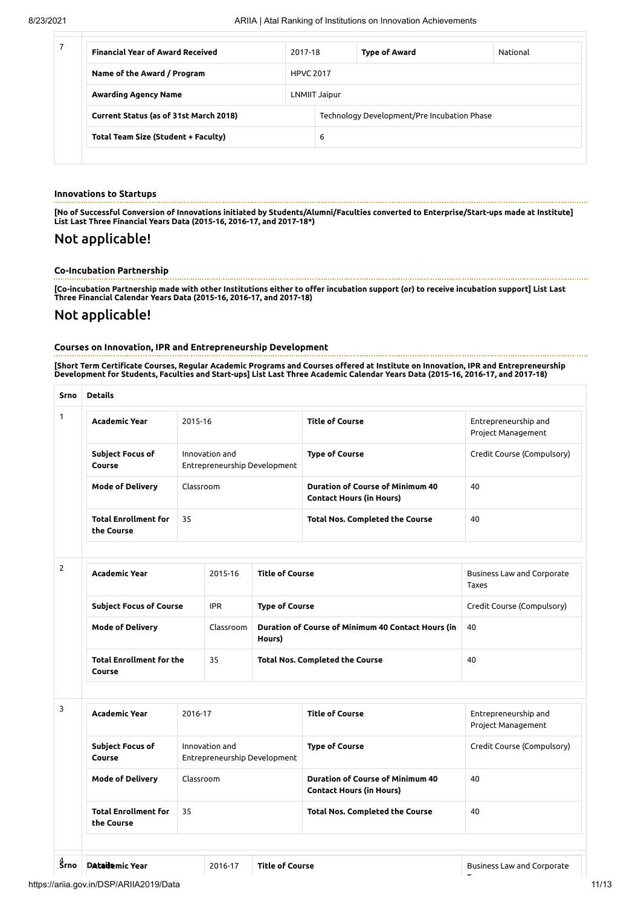| | |
|---|---|
| 7 | |

| | | | |
|---|---|---|---|
| **Financial Year of Award Received** | 2017-18 | **Type of Award** | National |
| **Name of the Award / Program** | HPVC 2017 | | |
| **Awarding Agency Name** | LNMIIT Jaipur | | |
| **Current Status (as of 31st March 2018)** | Technology Development/Pre Incubation Phase | | |
| **Total Team Size (Student + Faculty)** | 6 | | |

### Innovations to Startups

**[No of Successful Conversion of Innovations initiated by Students/Alumni/Faculties converted to Enterprise/Start-ups made at Institute] List Last Three Financial Years Data (2015-16, 2016-17, and 2017-18*)**

## Not applicable!

### Co-Incubation Partnership

**[Co-incubation Partnership made with other Institutions either to offer incubation support (or) to receive incubation support] List Last Three Financial Calendar Years Data (2015-16, 2016-17, and 2017-18)**

## Not applicable!

### Courses on Innovation, IPR and Entrepreneurship Development

**[Short Term Certificate Courses, Regular Academic Programs and Courses offered at Institute on Innovation, IPR and Entrepreneurship Development for Students, Faculties and Start-ups] List Last Three Academic Calendar Years Data (2015-16, 2016-17, and 2017-18)**

**Srno 1**

| | | | |
|---|---|---|---|
| **Academic Year** | 2015-16 | **Title of Course** | Entrepreneurship and Project Management |
| **Subject Focus of Course** | Innovation and Entrepreneurship Development | **Type of Course** | Credit Course (Compulsory) |
| **Mode of Delivery** | Classroom | **Duration of Course of Minimum 40 Contact Hours (in Hours)** | 40 |
| **Total Enrollment for the Course** | 35 | **Total Nos. Completed the Course** | 40 |

**Srno 2**

| | | | |
|---|---|---|---|
| **Academic Year** | 2015-16 | **Title of Course** | Business Law and Corporate Taxes |
| **Subject Focus of Course** | IPR | **Type of Course** | Credit Course (Compulsory) |
| **Mode of Delivery** | Classroom | **Duration of Course of Minimum 40 Contact Hours (in Hours)** | 40 |
| **Total Enrollment for the Course** | 35 | **Total Nos. Completed the Course** | 40 |

**Srno 3**

| | | | |
|---|---|---|---|
| **Academic Year** | 2016-17 | **Title of Course** | Entrepreneurship and Project Management |
| **Subject Focus of Course** | Innovation and Entrepreneurship Development | **Type of Course** | Credit Course (Compulsory) |
| **Mode of Delivery** | Classroom | **Duration of Course of Minimum 40 Contact Hours (in Hours)** | 40 |
| **Total Enrollment for the Course** | 35 | **Total Nos. Completed the Course** | 40 |

**Srno 4**

| | | | |
|---|---|---|---|
| **Academic Year** | 2016-17 | **Title of Course** | Business Law and Corporate T... |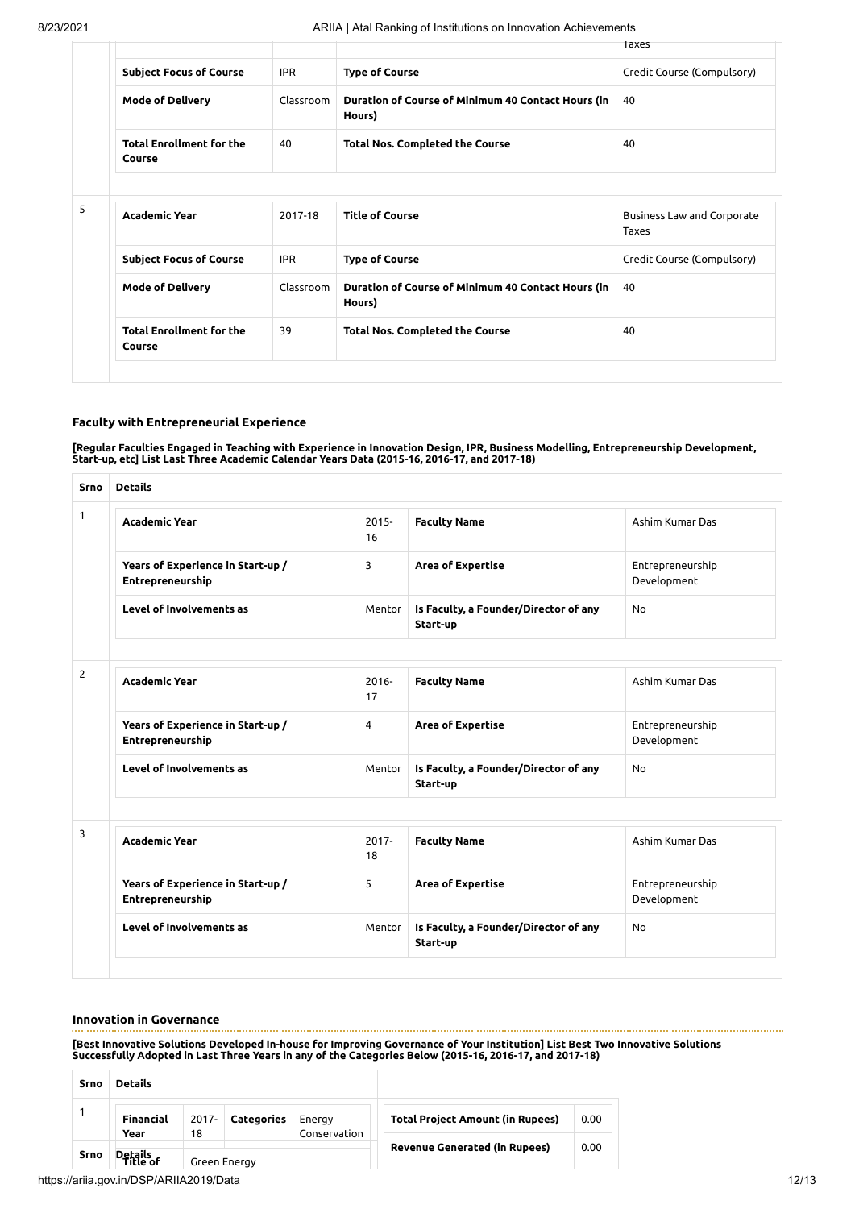| | | | | |
|---|---|---|---|---|
| | | | | Taxes |
| | **Subject Focus of Course** | IPR | **Type of Course** | Credit Course (Compulsory) |
| | **Mode of Delivery** | Classroom | **Duration of Course of Minimum 40 Contact Hours (in Hours)** | 40 |
| | **Total Enrollment for the Course** | 40 | **Total Nos. Completed the Course** | 40 |
| 5 | **Academic Year** | 2017-18 | **Title of Course** | Business Law and Corporate Taxes |
| | **Subject Focus of Course** | IPR | **Type of Course** | Credit Course (Compulsory) |
| | **Mode of Delivery** | Classroom | **Duration of Course of Minimum 40 Contact Hours (in Hours)** | 40 |
| | **Total Enrollment for the Course** | 39 | **Total Nos. Completed the Course** | 40 |

### Faculty with Entrepreneurial Experience

**[Regular Faculties Engaged in Teaching with Experience in Innovation Design, IPR, Business Modelling, Entrepreneurship Development, Start-up, etc] List Last Three Academic Calendar Years Data (2015-16, 2016-17, and 2017-18)**

| Srno | Details | | | |
|---|---|---|---|---|
| 1 | **Academic Year** | 2015-16 | **Faculty Name** | Ashim Kumar Das |
| | **Years of Experience in Start-up / Entrepreneurship** | 3 | **Area of Expertise** | Entrepreneurship Development |
| | **Level of Involvements as** | Mentor | **Is Faculty, a Founder/Director of any Start-up** | No |
| 2 | **Academic Year** | 2016-17 | **Faculty Name** | Ashim Kumar Das |
| | **Years of Experience in Start-up / Entrepreneurship** | 4 | **Area of Expertise** | Entrepreneurship Development |
| | **Level of Involvements as** | Mentor | **Is Faculty, a Founder/Director of any Start-up** | No |
| 3 | **Academic Year** | 2017-18 | **Faculty Name** | Ashim Kumar Das |
| | **Years of Experience in Start-up / Entrepreneurship** | 5 | **Area of Expertise** | Entrepreneurship Development |
| | **Level of Involvements as** | Mentor | **Is Faculty, a Founder/Director of any Start-up** | No |

### Innovation in Governance

**[Best Innovative Solutions Developed In-house for Improving Governance of Your Institution] List Best Two Innovative Solutions Successfully Adopted in Last Three Years in any of the Categories Below (2015-16, 2016-17, and 2017-18)**

| Srno | Details | | | |
|---|---|---|---|---|
| 1 | **Financial Year** | 2017-18 | **Categories** | Energy Conservation |
| | **Title of** | Green Energy | | |

| | |
|---|---|
| **Total Project Amount (in Rupees)** | 0.00 |
| **Revenue Generated (in Rupees)** | 0.00 |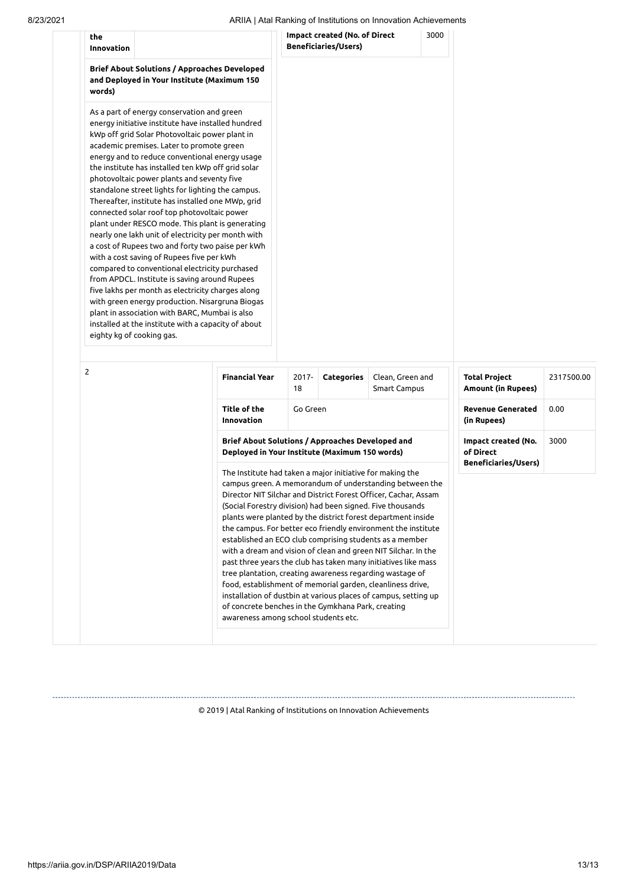| | |
|---|---|
| **Title of the Innovation** | |
| **Impact created (No. of Direct Beneficiaries/Users)** | 3000 |

**Brief About Solutions / Approaches Developed and Deployed in Your Institute (Maximum 150 words)**

As a part of energy conservation and green energy initiative institute have installed hundred kWp off grid Solar Photovoltaic power plant in academic premises. Later to promote green energy and to reduce conventional energy usage the institute has installed ten kWp off grid solar photovoltaic power plants and seventy five standalone street lights for lighting the campus. Thereafter, institute has installed one MWp, grid connected solar roof top photovoltaic power plant under RESCO mode. This plant is generating nearly one lakh unit of electricity per month with a cost of Rupees two and forty two paise per kWh with a cost saving of Rupees five per kWh compared to conventional electricity purchased from APDCL. Institute is saving around Rupees five lakhs per month as electricity charges along with green energy production. Nisargruna Biogas plant in association with BARC, Mumbai is also installed at the institute with a capacity of about eighty kg of cooking gas.

2

| | | | |
|---|---|---|---|
| **Financial Year** | 2017-18 | **Categories** | Clean, Green and Smart Campus |
| **Title of the Innovation** | Go Green | | |

| | |
|---|---|
| **Total Project Amount (in Rupees)** | 2317500.00 |
| **Revenue Generated (in Rupees)** | 0.00 |
| **Impact created (No. of Direct Beneficiaries/Users)** | 3000 |

**Brief About Solutions / Approaches Developed and Deployed in Your Institute (Maximum 150 words)**

The Institute had taken a major initiative for making the campus green. A memorandum of understanding between the Director NIT Silchar and District Forest Officer, Cachar, Assam (Social Forestry division) had been signed. Five thousands plants were planted by the district forest department inside the campus. For better eco friendly environment the institute established an ECO club comprising students as a member with a dream and vision of clean and green NIT Silchar. In the past three years the club has taken many initiatives like mass tree plantation, creating awareness regarding wastage of food, establishment of memorial garden, cleanliness drive, installation of dustbin at various places of campus, setting up of concrete benches in the Gymkhana Park, creating awareness among school students etc.

© 2019 | Atal Ranking of Institutions on Innovation Achievements